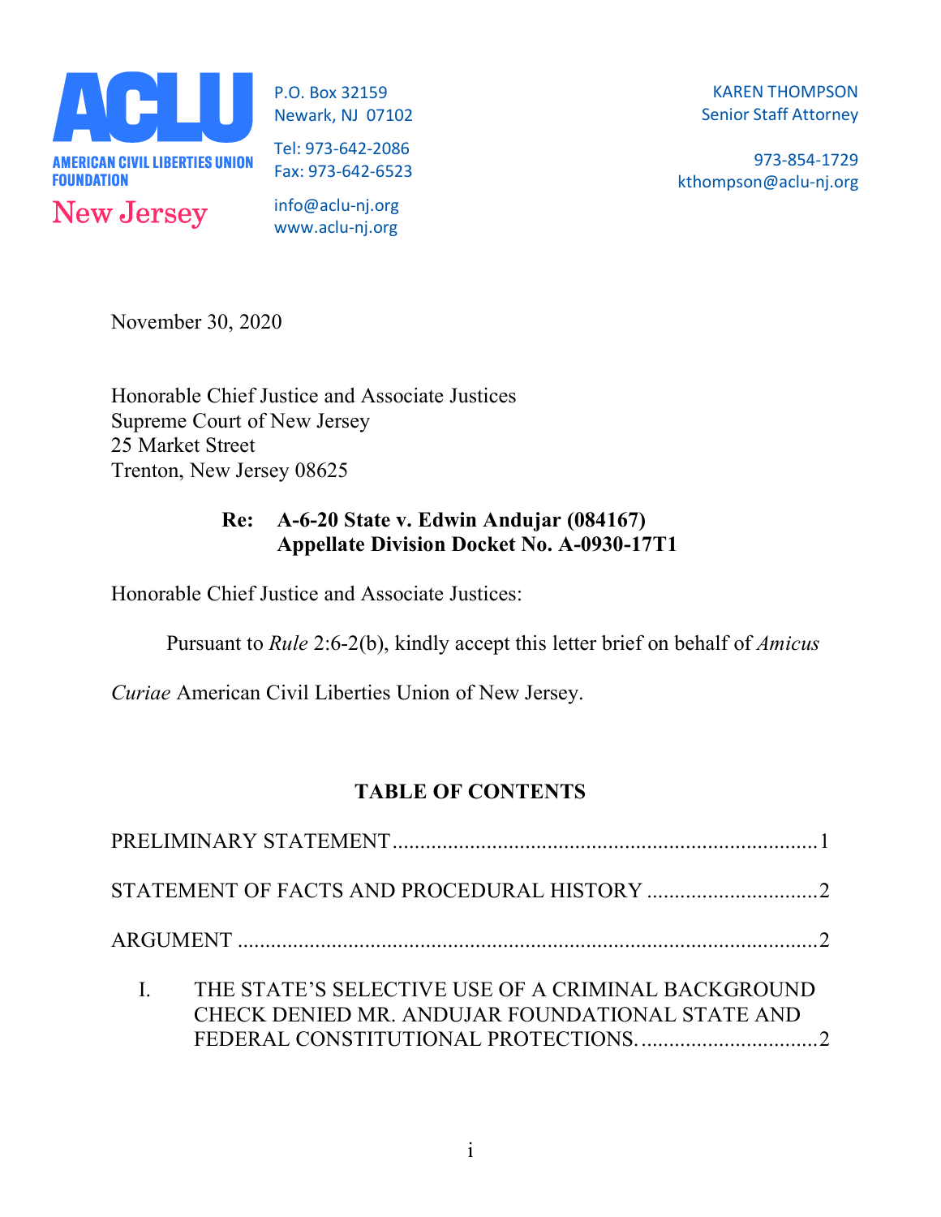**ACLU**
AMERICAN CIVIL LIBERTIES UNION FOUNDATION
New Jersey

P.O. Box 32159
Newark, NJ 07102

Tel: 973-642-2086
Fax: 973-642-6523

info@aclu-nj.org
www.aclu-nj.org

KAREN THOMPSON
Senior Staff Attorney

973-854-1729
kthompson@aclu-nj.org

November 30, 2020

Honorable Chief Justice and Associate Justices
Supreme Court of New Jersey
25 Market Street
Trenton, New Jersey 08625

**Re: A-6-20 State v. Edwin Andujar (084167)**
**Appellate Division Docket No. A-0930-17T1**

Honorable Chief Justice and Associate Justices:

Pursuant to *Rule* 2:6-2(b), kindly accept this letter brief on behalf of *Amicus Curiae* American Civil Liberties Union of New Jersey.

## TABLE OF CONTENTS

PRELIMINARY STATEMENT ........................................................................ 1

STATEMENT OF FACTS AND PROCEDURAL HISTORY .............................. 2

ARGUMENT ............................................................................................. 2

I. THE STATE'S SELECTIVE USE OF A CRIMINAL BACKGROUND CHECK DENIED MR. ANDUJAR FOUNDATIONAL STATE AND FEDERAL CONSTITUTIONAL PROTECTIONS. ................................ 2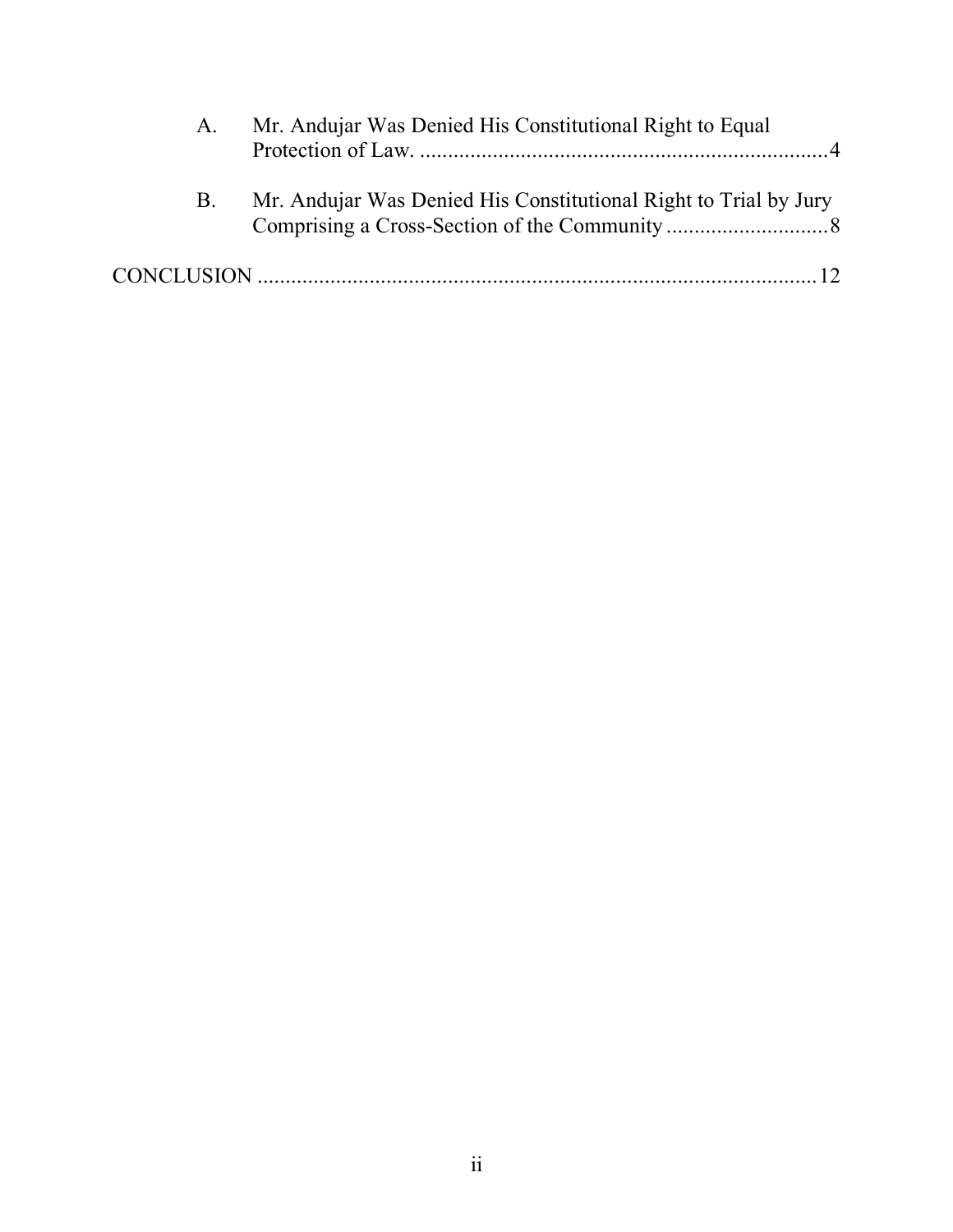A. Mr. Andujar Was Denied His Constitutional Right to Equal Protection of Law. ......................................................................... 4

B. Mr. Andujar Was Denied His Constitutional Right to Trial by Jury Comprising a Cross-Section of the Community ............................. 8

CONCLUSION ..................................................................................................... 12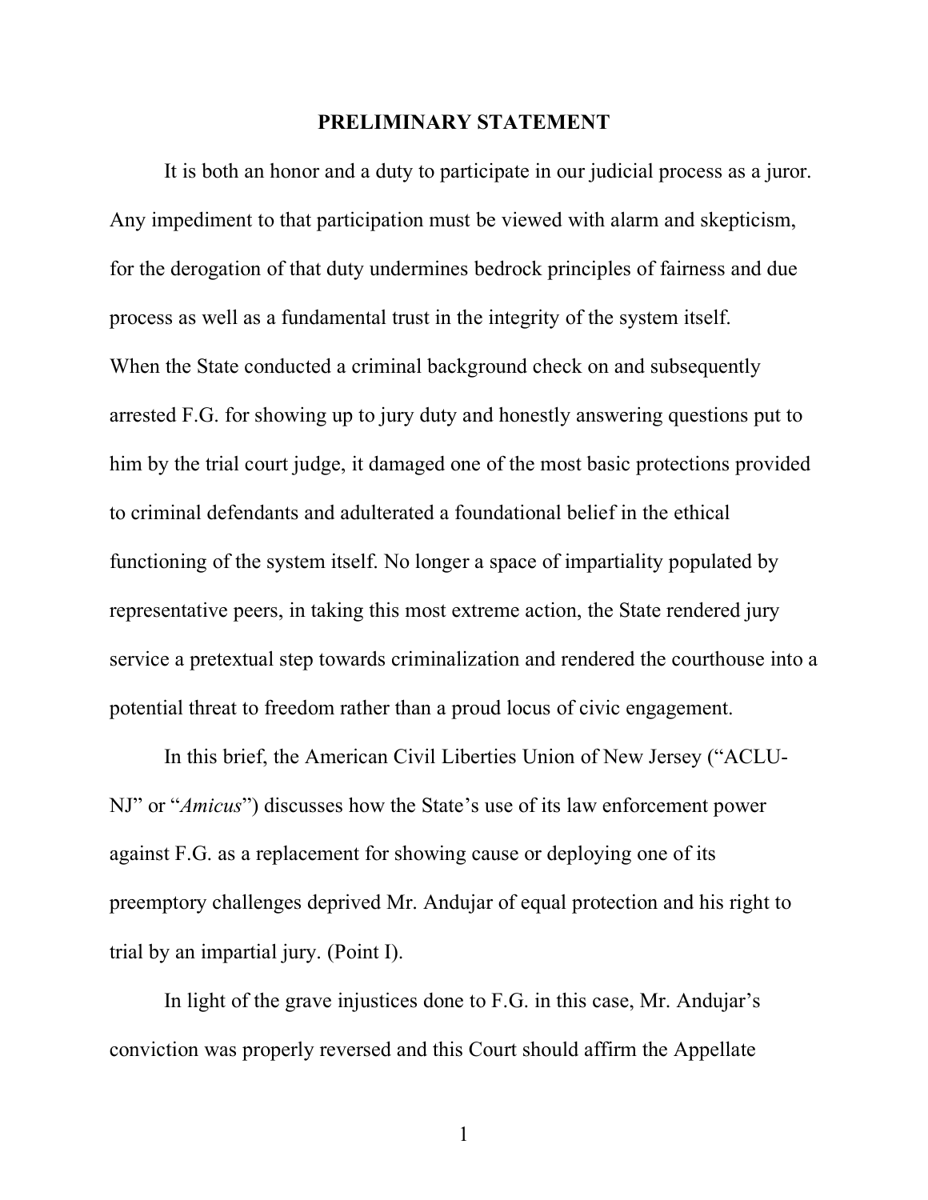# PRELIMINARY STATEMENT

It is both an honor and a duty to participate in our judicial process as a juror. Any impediment to that participation must be viewed with alarm and skepticism, for the derogation of that duty undermines bedrock principles of fairness and due process as well as a fundamental trust in the integrity of the system itself. When the State conducted a criminal background check on and subsequently arrested F.G. for showing up to jury duty and honestly answering questions put to him by the trial court judge, it damaged one of the most basic protections provided to criminal defendants and adulterated a foundational belief in the ethical functioning of the system itself. No longer a space of impartiality populated by representative peers, in taking this most extreme action, the State rendered jury service a pretextual step towards criminalization and rendered the courthouse into a potential threat to freedom rather than a proud locus of civic engagement.

In this brief, the American Civil Liberties Union of New Jersey ("ACLU-NJ" or "*Amicus*") discusses how the State's use of its law enforcement power against F.G. as a replacement for showing cause or deploying one of its preemptory challenges deprived Mr. Andujar of equal protection and his right to trial by an impartial jury. (Point I).

In light of the grave injustices done to F.G. in this case, Mr. Andujar's conviction was properly reversed and this Court should affirm the Appellate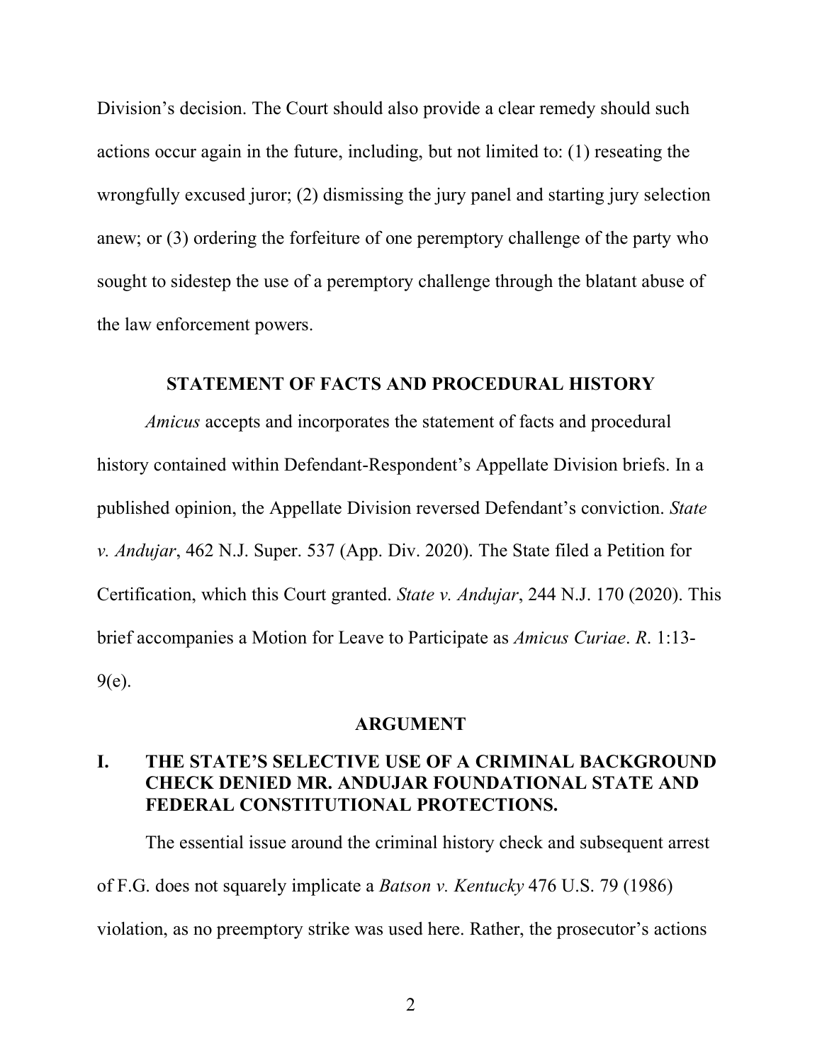Division's decision. The Court should also provide a clear remedy should such actions occur again in the future, including, but not limited to: (1) reseating the wrongfully excused juror; (2) dismissing the jury panel and starting jury selection anew; or (3) ordering the forfeiture of one peremptory challenge of the party who sought to sidestep the use of a peremptory challenge through the blatant abuse of the law enforcement powers.

## STATEMENT OF FACTS AND PROCEDURAL HISTORY

*Amicus* accepts and incorporates the statement of facts and procedural history contained within Defendant-Respondent's Appellate Division briefs. In a published opinion, the Appellate Division reversed Defendant's conviction. *State v. Andujar*, 462 N.J. Super. 537 (App. Div. 2020). The State filed a Petition for Certification, which this Court granted. *State v. Andujar*, 244 N.J. 170 (2020). This brief accompanies a Motion for Leave to Participate as *Amicus Curiae*. *R*. 1:13-9(e).

## ARGUMENT

### I. THE STATE'S SELECTIVE USE OF A CRIMINAL BACKGROUND CHECK DENIED MR. ANDUJAR FOUNDATIONAL STATE AND FEDERAL CONSTITUTIONAL PROTECTIONS.

The essential issue around the criminal history check and subsequent arrest of F.G. does not squarely implicate a *Batson v. Kentucky* 476 U.S. 79 (1986) violation, as no preemptory strike was used here. Rather, the prosecutor's actions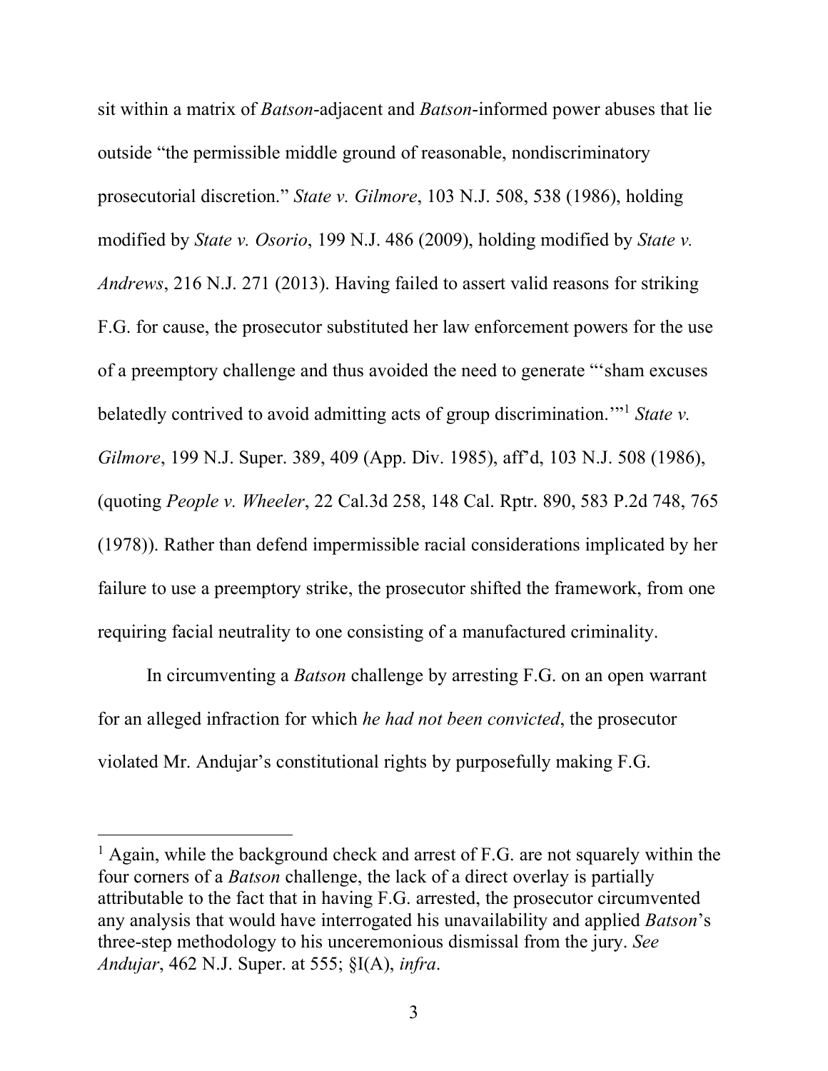sit within a matrix of *Batson*-adjacent and *Batson*-informed power abuses that lie outside "the permissible middle ground of reasonable, nondiscriminatory prosecutorial discretion." *State v. Gilmore*, 103 N.J. 508, 538 (1986), holding modified by *State v. Osorio*, 199 N.J. 486 (2009), holding modified by *State v. Andrews*, 216 N.J. 271 (2013). Having failed to assert valid reasons for striking F.G. for cause, the prosecutor substituted her law enforcement powers for the use of a preemptory challenge and thus avoided the need to generate "'sham excuses belatedly contrived to avoid admitting acts of group discrimination.'"[1] *State v. Gilmore*, 199 N.J. Super. 389, 409 (App. Div. 1985), aff'd, 103 N.J. 508 (1986), (quoting *People v. Wheeler*, 22 Cal.3d 258, 148 Cal. Rptr. 890, 583 P.2d 748, 765 (1978)). Rather than defend impermissible racial considerations implicated by her failure to use a preemptory strike, the prosecutor shifted the framework, from one requiring facial neutrality to one consisting of a manufactured criminality.

In circumventing a *Batson* challenge by arresting F.G. on an open warrant for an alleged infraction for which *he had not been convicted*, the prosecutor violated Mr. Andujar's constitutional rights by purposefully making F.G.

---

[1] Again, while the background check and arrest of F.G. are not squarely within the four corners of a *Batson* challenge, the lack of a direct overlay is partially attributable to the fact that in having F.G. arrested, the prosecutor circumvented any analysis that would have interrogated his unavailability and applied *Batson*'s three-step methodology to his unceremonious dismissal from the jury. *See Andujar*, 462 N.J. Super. at 555; §I(A), *infra*.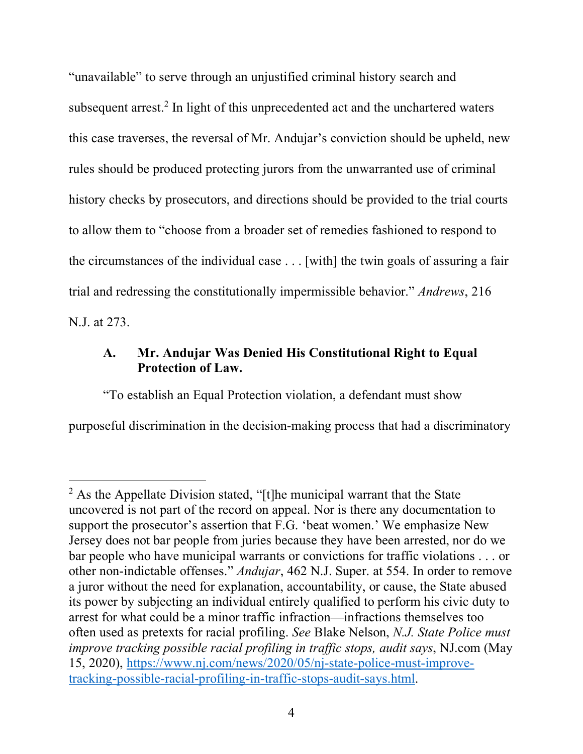"unavailable" to serve through an unjustified criminal history search and subsequent arrest.[2] In light of this unprecedented act and the unchartered waters this case traverses, the reversal of Mr. Andujar's conviction should be upheld, new rules should be produced protecting jurors from the unwarranted use of criminal history checks by prosecutors, and directions should be provided to the trial courts to allow them to "choose from a broader set of remedies fashioned to respond to the circumstances of the individual case . . . [with] the twin goals of assuring a fair trial and redressing the constitutionally impermissible behavior." *Andrews*, 216 N.J. at 273.

### A. Mr. Andujar Was Denied His Constitutional Right to Equal Protection of Law.

"To establish an Equal Protection violation, a defendant must show purposeful discrimination in the decision-making process that had a discriminatory

---

[2] As the Appellate Division stated, "[t]he municipal warrant that the State uncovered is not part of the record on appeal. Nor is there any documentation to support the prosecutor's assertion that F.G. 'beat women.' We emphasize New Jersey does not bar people from juries because they have been arrested, nor do we bar people who have municipal warrants or convictions for traffic violations . . . or other non-indictable offenses." *Andujar*, 462 N.J. Super. at 554. In order to remove a juror without the need for explanation, accountability, or cause, the State abused its power by subjecting an individual entirely qualified to perform his civic duty to arrest for what could be a minor traffic infraction—infractions themselves too often used as pretexts for racial profiling. *See* Blake Nelson, *N.J. State Police must improve tracking possible racial profiling in traffic stops, audit says*, NJ.com (May 15, 2020), https://www.nj.com/news/2020/05/nj-state-police-must-improve-tracking-possible-racial-profiling-in-traffic-stops-audit-says.html.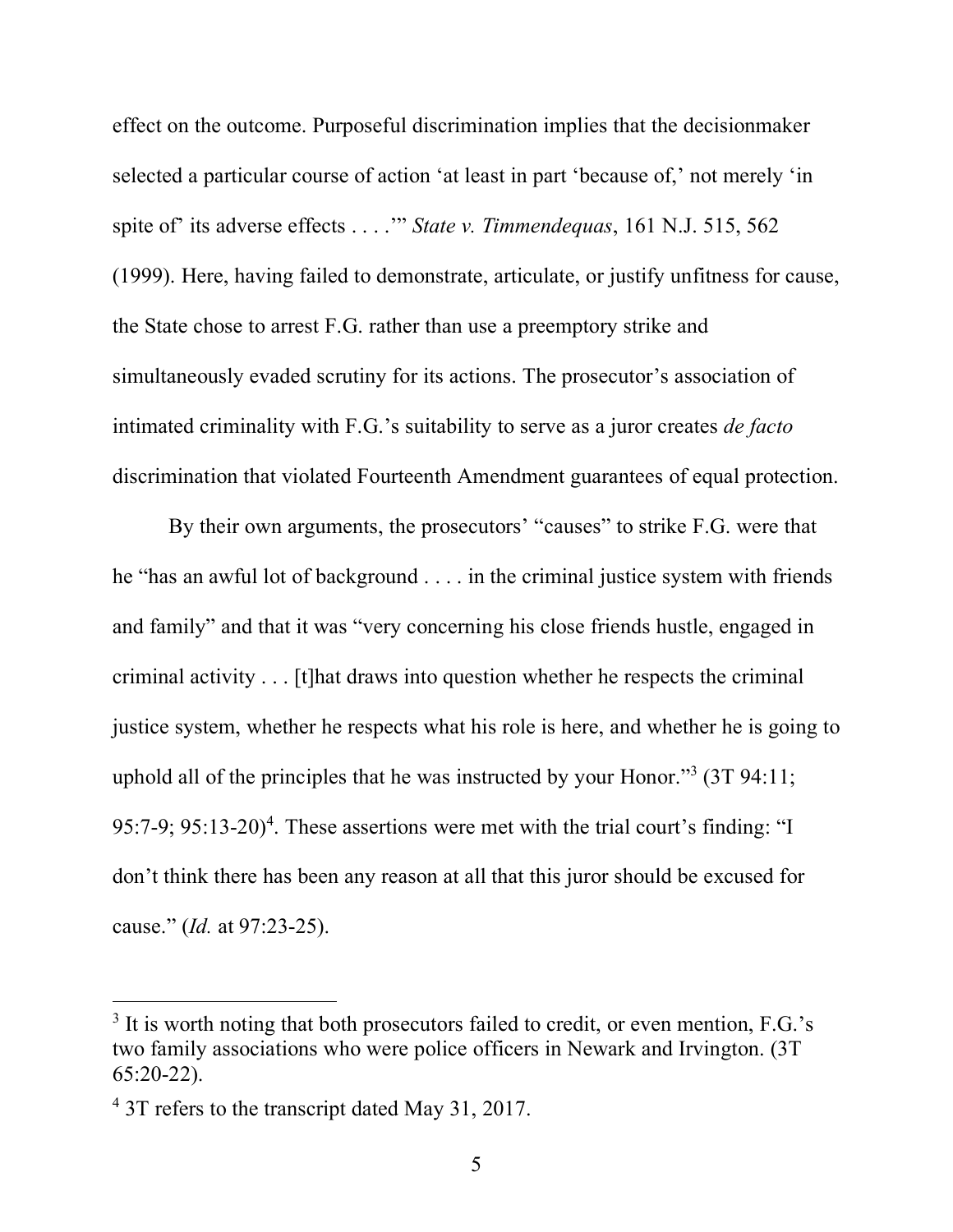effect on the outcome. Purposeful discrimination implies that the decisionmaker selected a particular course of action 'at least in part 'because of,' not merely 'in spite of' its adverse effects . . . .'" *State v. Timmendequas*, 161 N.J. 515, 562 (1999). Here, having failed to demonstrate, articulate, or justify unfitness for cause, the State chose to arrest F.G. rather than use a preemptory strike and simultaneously evaded scrutiny for its actions. The prosecutor's association of intimated criminality with F.G.'s suitability to serve as a juror creates *de facto* discrimination that violated Fourteenth Amendment guarantees of equal protection.

By their own arguments, the prosecutors' "causes" to strike F.G. were that he "has an awful lot of background . . . . in the criminal justice system with friends and family" and that it was "very concerning his close friends hustle, engaged in criminal activity . . . [t]hat draws into question whether he respects the criminal justice system, whether he respects what his role is here, and whether he is going to uphold all of the principles that he was instructed by your Honor."[3] (3T 94:11; 95:7-9; 95:13-20)[4]. These assertions were met with the trial court's finding: "I don't think there has been any reason at all that this juror should be excused for cause." (*Id.* at 97:23-25).

---

[3] It is worth noting that both prosecutors failed to credit, or even mention, F.G.'s two family associations who were police officers in Newark and Irvington. (3T 65:20-22).

[4] 3T refers to the transcript dated May 31, 2017.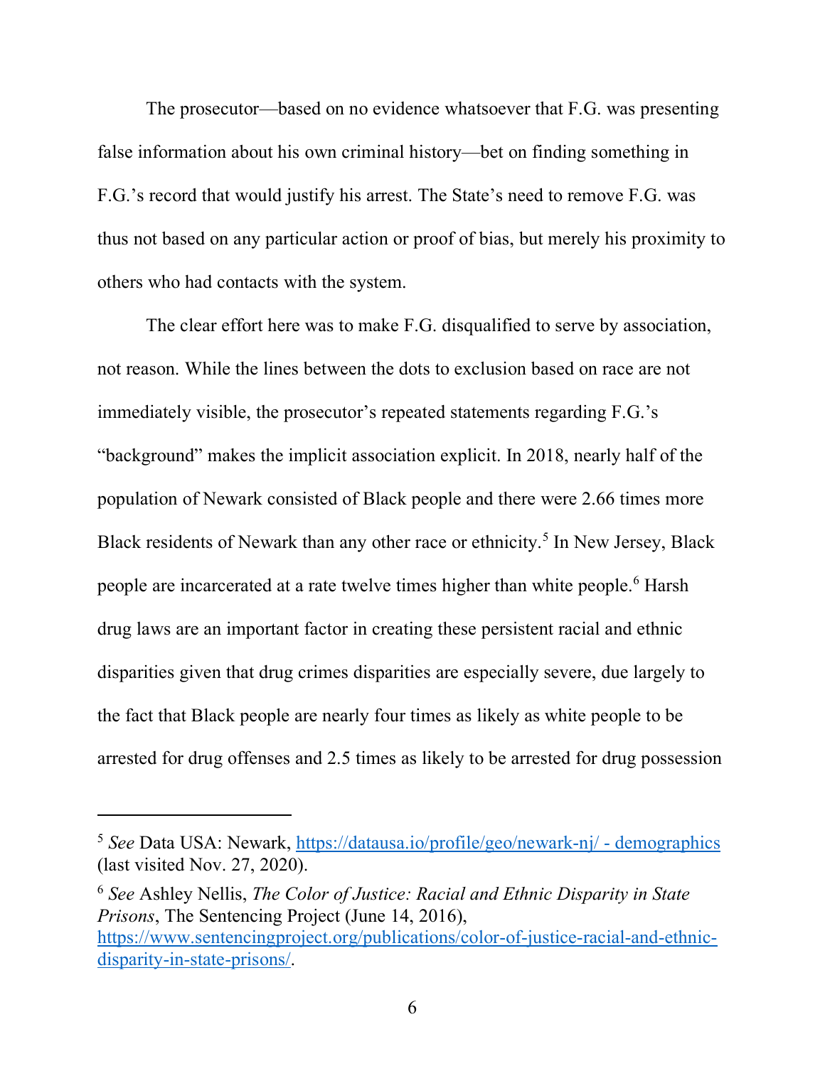The prosecutor—based on no evidence whatsoever that F.G. was presenting false information about his own criminal history—bet on finding something in F.G.'s record that would justify his arrest. The State's need to remove F.G. was thus not based on any particular action or proof of bias, but merely his proximity to others who had contacts with the system.

The clear effort here was to make F.G. disqualified to serve by association, not reason. While the lines between the dots to exclusion based on race are not immediately visible, the prosecutor's repeated statements regarding F.G.'s "background" makes the implicit association explicit. In 2018, nearly half of the population of Newark consisted of Black people and there were 2.66 times more Black residents of Newark than any other race or ethnicity.[5] In New Jersey, Black people are incarcerated at a rate twelve times higher than white people.[6] Harsh drug laws are an important factor in creating these persistent racial and ethnic disparities given that drug crimes disparities are especially severe, due largely to the fact that Black people are nearly four times as likely as white people to be arrested for drug offenses and 2.5 times as likely to be arrested for drug possession

---

[5] *See* Data USA: Newark, https://datausa.io/profile/geo/newark-nj/ - demographics (last visited Nov. 27, 2020).

[6] *See* Ashley Nellis, *The Color of Justice: Racial and Ethnic Disparity in State Prisons*, The Sentencing Project (June 14, 2016), https://www.sentencingproject.org/publications/color-of-justice-racial-and-ethnic-disparity-in-state-prisons/.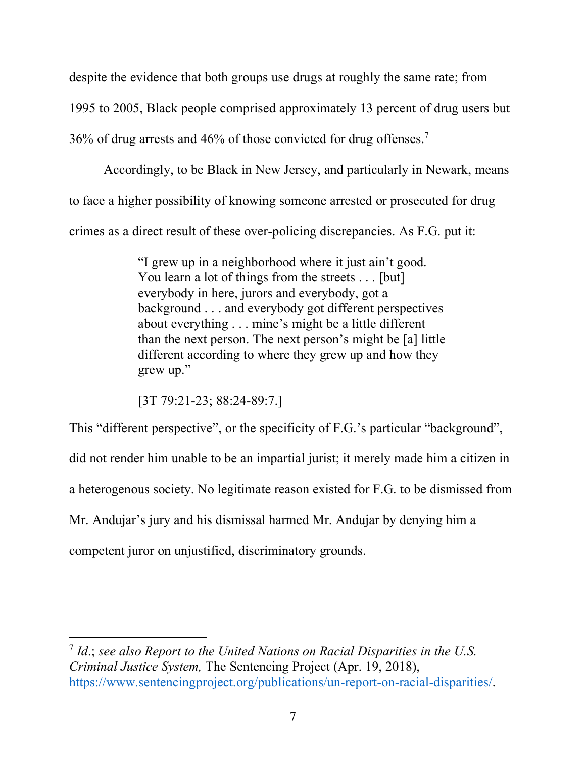despite the evidence that both groups use drugs at roughly the same rate; from 1995 to 2005, Black people comprised approximately 13 percent of drug users but 36% of drug arrests and 46% of those convicted for drug offenses.[7]

Accordingly, to be Black in New Jersey, and particularly in Newark, means to face a higher possibility of knowing someone arrested or prosecuted for drug crimes as a direct result of these over-policing discrepancies. As F.G. put it:

> "I grew up in a neighborhood where it just ain't good. You learn a lot of things from the streets . . . [but] everybody in here, jurors and everybody, got a background . . . and everybody got different perspectives about everything . . . mine's might be a little different than the next person. The next person's might be [a] little different according to where they grew up and how they grew up."
>
> [3T 79:21-23; 88:24-89:7.]

This "different perspective", or the specificity of F.G.'s particular "background", did not render him unable to be an impartial jurist; it merely made him a citizen in a heterogenous society. No legitimate reason existed for F.G. to be dismissed from Mr. Andujar's jury and his dismissal harmed Mr. Andujar by denying him a competent juror on unjustified, discriminatory grounds.

---

[7] *Id.*; *see also Report to the United Nations on Racial Disparities in the U.S. Criminal Justice System,* The Sentencing Project (Apr. 19, 2018), https://www.sentencingproject.org/publications/un-report-on-racial-disparities/.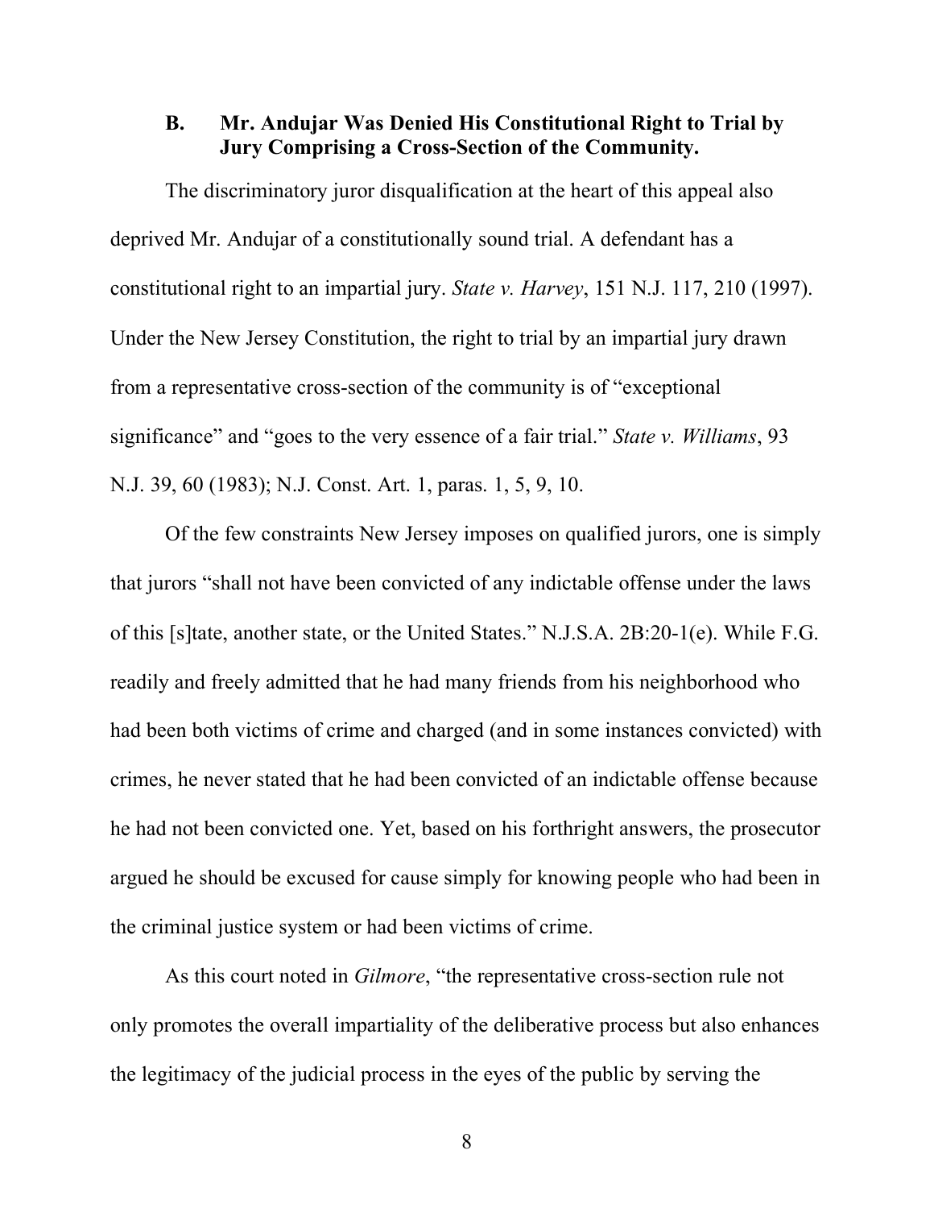### B. Mr. Andujar Was Denied His Constitutional Right to Trial by Jury Comprising a Cross-Section of the Community.

The discriminatory juror disqualification at the heart of this appeal also deprived Mr. Andujar of a constitutionally sound trial. A defendant has a constitutional right to an impartial jury. *State v. Harvey*, 151 N.J. 117, 210 (1997). Under the New Jersey Constitution, the right to trial by an impartial jury drawn from a representative cross-section of the community is of "exceptional significance" and "goes to the very essence of a fair trial." *State v. Williams*, 93 N.J. 39, 60 (1983); N.J. Const. Art. 1, paras. 1, 5, 9, 10.

Of the few constraints New Jersey imposes on qualified jurors, one is simply that jurors "shall not have been convicted of any indictable offense under the laws of this [s]tate, another state, or the United States." N.J.S.A. 2B:20-1(e). While F.G. readily and freely admitted that he had many friends from his neighborhood who had been both victims of crime and charged (and in some instances convicted) with crimes, he never stated that he had been convicted of an indictable offense because he had not been convicted one. Yet, based on his forthright answers, the prosecutor argued he should be excused for cause simply for knowing people who had been in the criminal justice system or had been victims of crime.

As this court noted in *Gilmore*, "the representative cross-section rule not only promotes the overall impartiality of the deliberative process but also enhances the legitimacy of the judicial process in the eyes of the public by serving the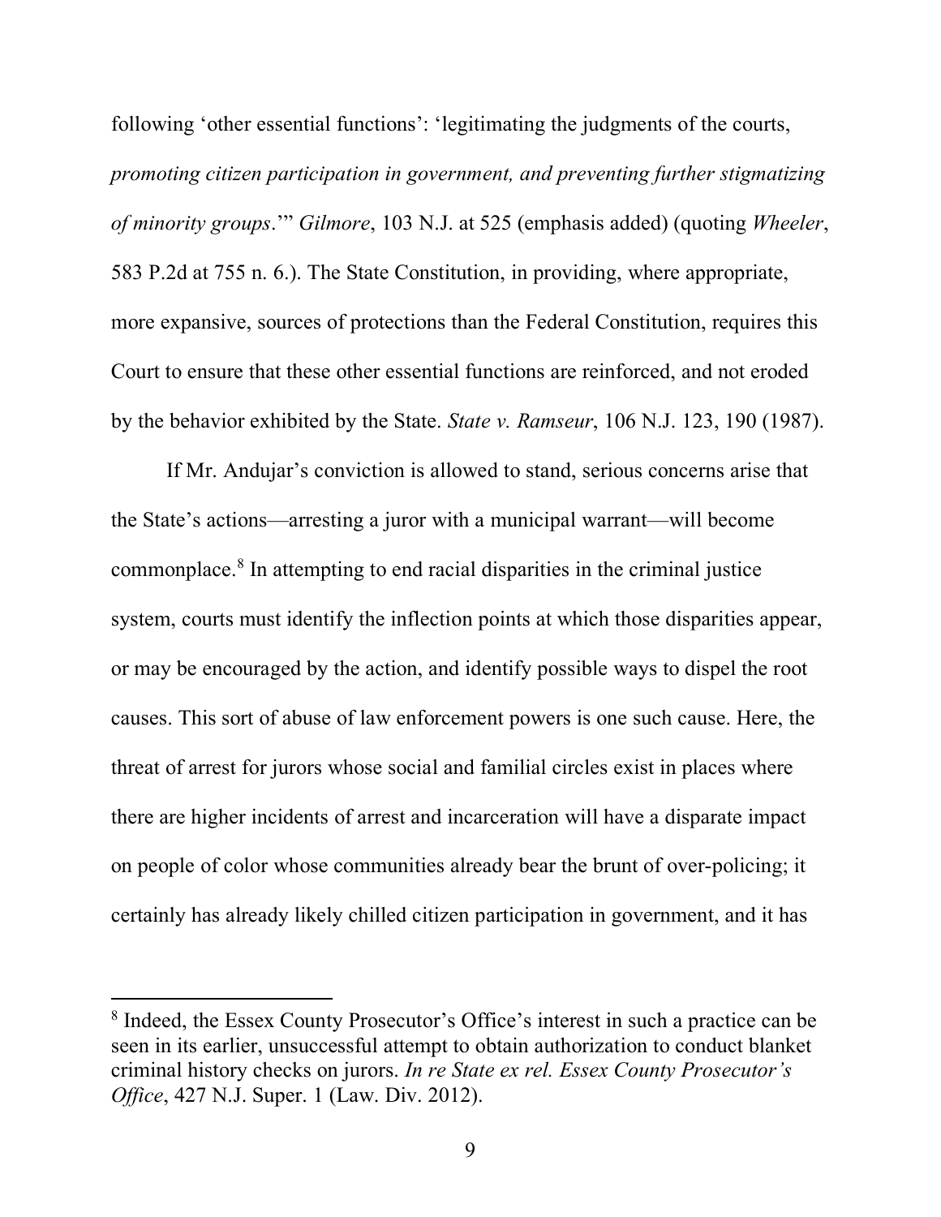following 'other essential functions': 'legitimating the judgments of the courts, *promoting citizen participation in government, and preventing further stigmatizing of minority groups*.'" *Gilmore*, 103 N.J. at 525 (emphasis added) (quoting *Wheeler*, 583 P.2d at 755 n. 6.). The State Constitution, in providing, where appropriate, more expansive, sources of protections than the Federal Constitution, requires this Court to ensure that these other essential functions are reinforced, and not eroded by the behavior exhibited by the State. *State v. Ramseur*, 106 N.J. 123, 190 (1987).

If Mr. Andujar's conviction is allowed to stand, serious concerns arise that the State's actions—arresting a juror with a municipal warrant—will become commonplace.[8] In attempting to end racial disparities in the criminal justice system, courts must identify the inflection points at which those disparities appear, or may be encouraged by the action, and identify possible ways to dispel the root causes. This sort of abuse of law enforcement powers is one such cause. Here, the threat of arrest for jurors whose social and familial circles exist in places where there are higher incidents of arrest and incarceration will have a disparate impact on people of color whose communities already bear the brunt of over-policing; it certainly has already likely chilled citizen participation in government, and it has

---

[8] Indeed, the Essex County Prosecutor's Office's interest in such a practice can be seen in its earlier, unsuccessful attempt to obtain authorization to conduct blanket criminal history checks on jurors. *In re State ex rel. Essex County Prosecutor's Office*, 427 N.J. Super. 1 (Law. Div. 2012).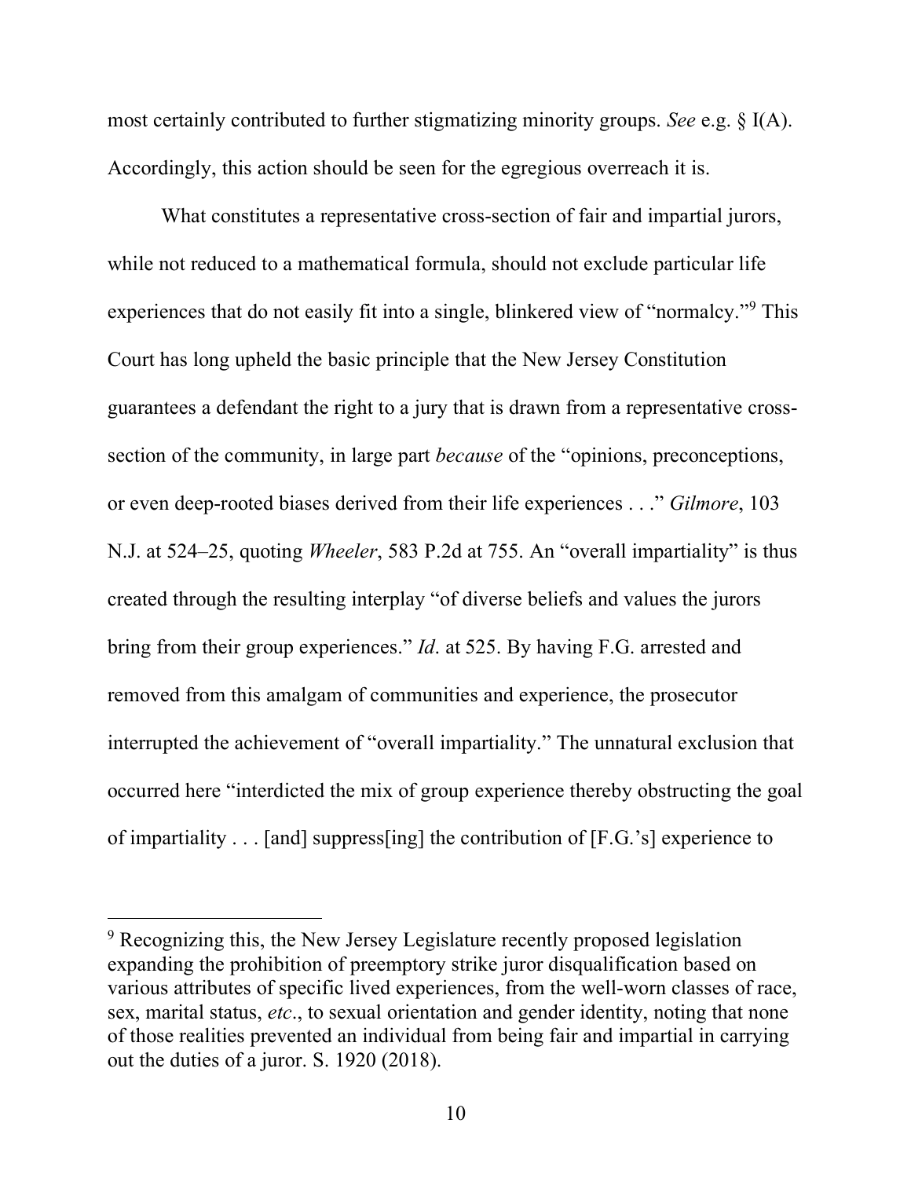most certainly contributed to further stigmatizing minority groups. *See* e.g. § I(A). Accordingly, this action should be seen for the egregious overreach it is.

What constitutes a representative cross-section of fair and impartial jurors, while not reduced to a mathematical formula, should not exclude particular life experiences that do not easily fit into a single, blinkered view of "normalcy."[9] This Court has long upheld the basic principle that the New Jersey Constitution guarantees a defendant the right to a jury that is drawn from a representative cross-section of the community, in large part *because* of the "opinions, preconceptions, or even deep-rooted biases derived from their life experiences . . ." *Gilmore*, 103 N.J. at 524–25, quoting *Wheeler*, 583 P.2d at 755. An "overall impartiality" is thus created through the resulting interplay "of diverse beliefs and values the jurors bring from their group experiences." *Id*. at 525. By having F.G. arrested and removed from this amalgam of communities and experience, the prosecutor interrupted the achievement of "overall impartiality." The unnatural exclusion that occurred here "interdicted the mix of group experience thereby obstructing the goal of impartiality . . . [and] suppress[ing] the contribution of [F.G.'s] experience to

---

[9] Recognizing this, the New Jersey Legislature recently proposed legislation expanding the prohibition of preemptory strike juror disqualification based on various attributes of specific lived experiences, from the well-worn classes of race, sex, marital status, *etc*., to sexual orientation and gender identity, noting that none of those realities prevented an individual from being fair and impartial in carrying out the duties of a juror. S. 1920 (2018).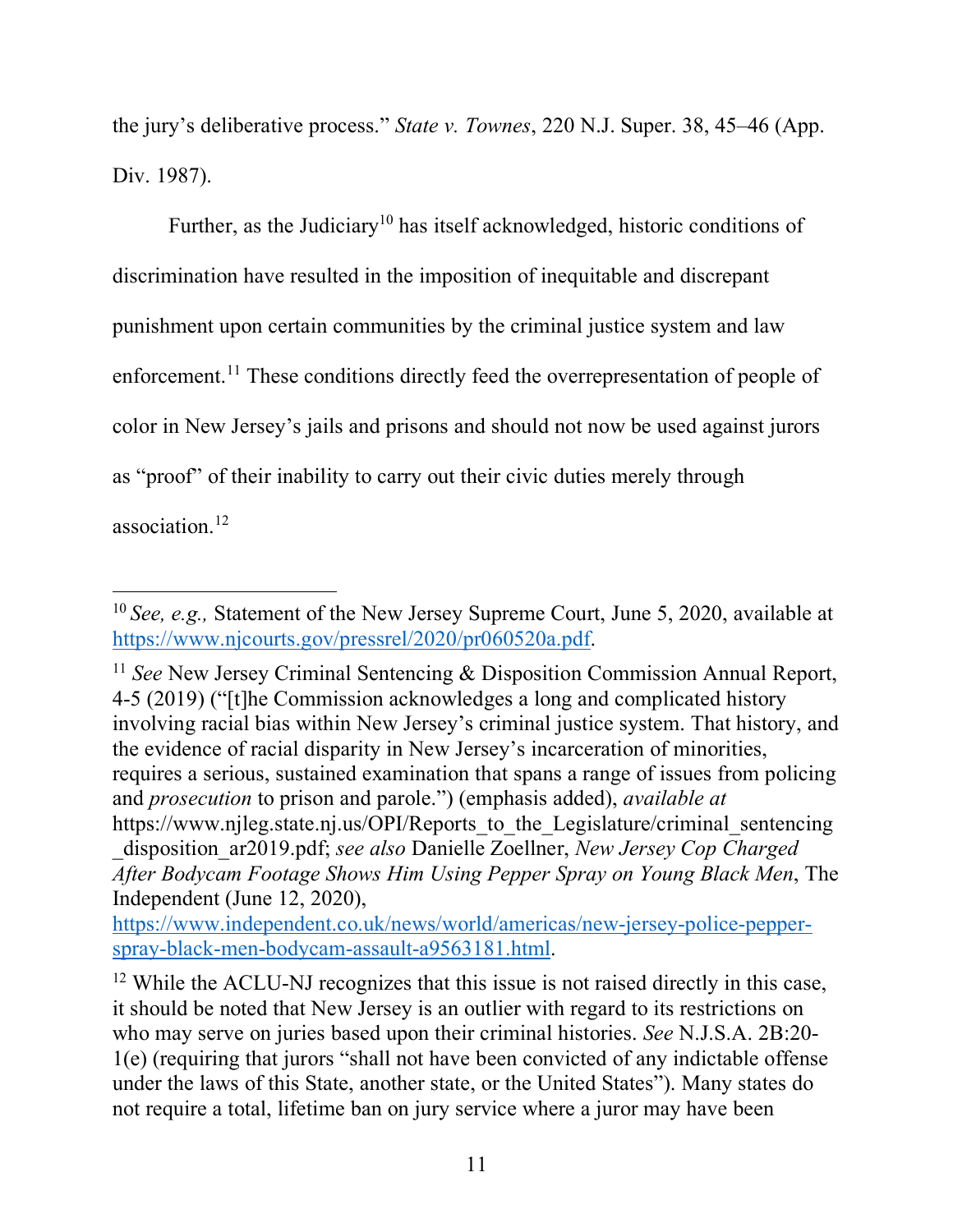the jury's deliberative process." *State v. Townes*, 220 N.J. Super. 38, 45–46 (App. Div. 1987).

Further, as the Judiciary[10] has itself acknowledged, historic conditions of discrimination have resulted in the imposition of inequitable and discrepant punishment upon certain communities by the criminal justice system and law enforcement.[11] These conditions directly feed the overrepresentation of people of color in New Jersey's jails and prisons and should not now be used against jurors as "proof" of their inability to carry out their civic duties merely through association.[12]

---

[10] *See, e.g.,* Statement of the New Jersey Supreme Court, June 5, 2020, available at https://www.njcourts.gov/pressrel/2020/pr060520a.pdf.

[11] *See* New Jersey Criminal Sentencing & Disposition Commission Annual Report, 4-5 (2019) ("[t]he Commission acknowledges a long and complicated history involving racial bias within New Jersey's criminal justice system. That history, and the evidence of racial disparity in New Jersey's incarceration of minorities, requires a serious, sustained examination that spans a range of issues from policing and *prosecution* to prison and parole.") (emphasis added), *available at* https://www.njleg.state.nj.us/OPI/Reports_to_the_Legislature/criminal_sentencing_disposition_ar2019.pdf; *see also* Danielle Zoellner, *New Jersey Cop Charged After Bodycam Footage Shows Him Using Pepper Spray on Young Black Men*, The Independent (June 12, 2020), https://www.independent.co.uk/news/world/americas/new-jersey-police-pepper-spray-black-men-bodycam-assault-a9563181.html.

[12] While the ACLU-NJ recognizes that this issue is not raised directly in this case, it should be noted that New Jersey is an outlier with regard to its restrictions on who may serve on juries based upon their criminal histories. *See* N.J.S.A. 2B:20-1(e) (requiring that jurors "shall not have been convicted of any indictable offense under the laws of this State, another state, or the United States"). Many states do not require a total, lifetime ban on jury service where a juror may have been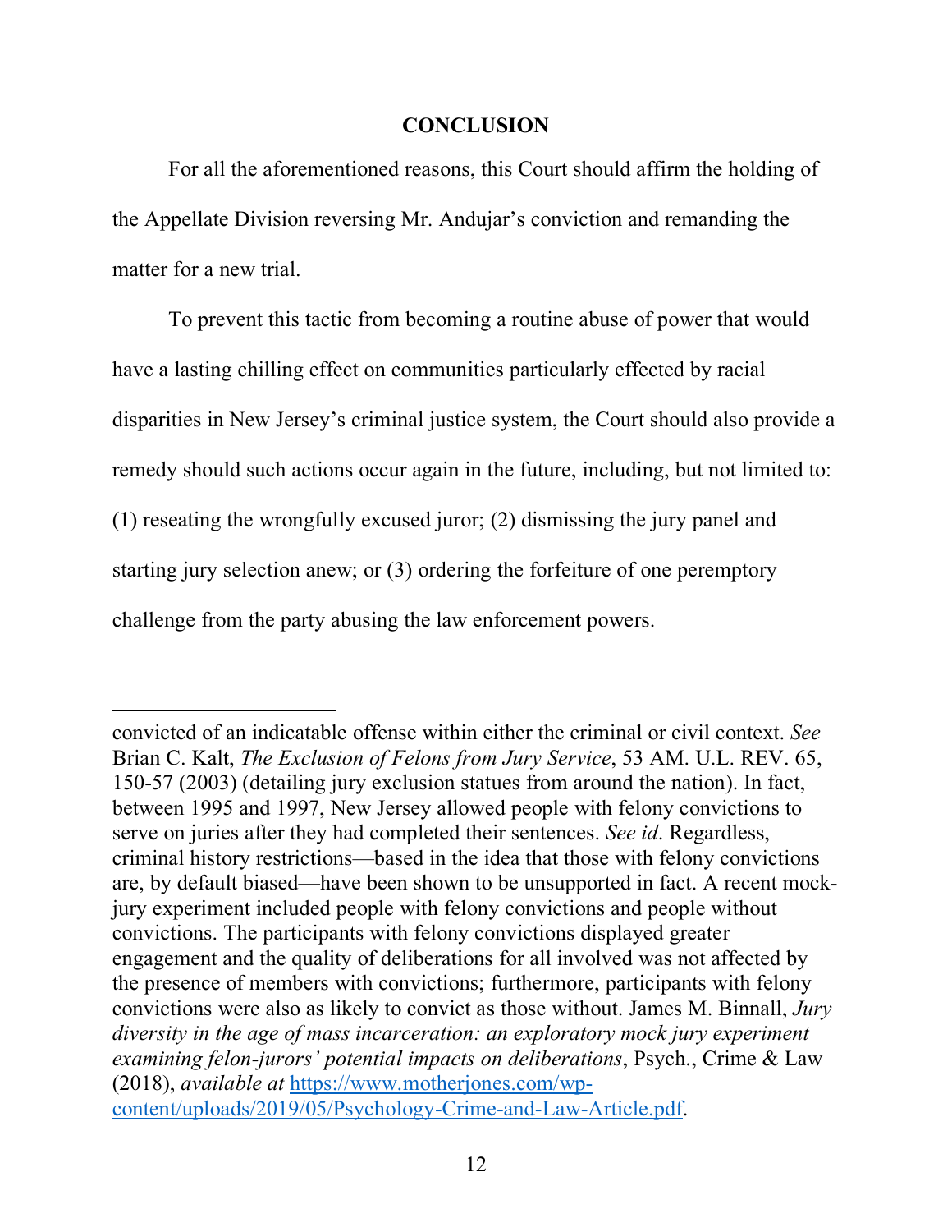## CONCLUSION

For all the aforementioned reasons, this Court should affirm the holding of the Appellate Division reversing Mr. Andujar's conviction and remanding the matter for a new trial.

To prevent this tactic from becoming a routine abuse of power that would have a lasting chilling effect on communities particularly effected by racial disparities in New Jersey's criminal justice system, the Court should also provide a remedy should such actions occur again in the future, including, but not limited to: (1) reseating the wrongfully excused juror; (2) dismissing the jury panel and starting jury selection anew; or (3) ordering the forfeiture of one peremptory challenge from the party abusing the law enforcement powers.

---

convicted of an indicatable offense within either the criminal or civil context. *See* Brian C. Kalt, *The Exclusion of Felons from Jury Service*, 53 AM. U.L. REV. 65, 150-57 (2003) (detailing jury exclusion statues from around the nation). In fact, between 1995 and 1997, New Jersey allowed people with felony convictions to serve on juries after they had completed their sentences. *See id*. Regardless, criminal history restrictions—based in the idea that those with felony convictions are, by default biased—have been shown to be unsupported in fact. A recent mock-jury experiment included people with felony convictions and people without convictions. The participants with felony convictions displayed greater engagement and the quality of deliberations for all involved was not affected by the presence of members with convictions; furthermore, participants with felony convictions were also as likely to convict as those without. James M. Binnall, *Jury diversity in the age of mass incarceration: an exploratory mock jury experiment examining felon-jurors' potential impacts on deliberations*, Psych., Crime & Law (2018), *available at* https://www.motherjones.com/wp-content/uploads/2019/05/Psychology-Crime-and-Law-Article.pdf.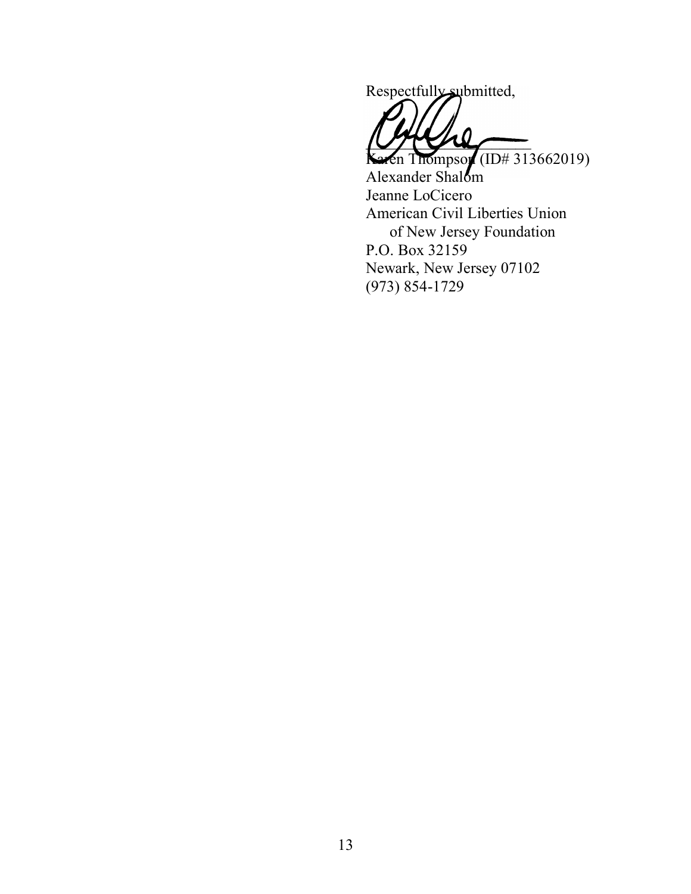Respectfully submitted,

\_\_\_\_\_\_\_\_\_\_\_\_\_\_\_\_\_\_\_\_\_\_\_\_\_\_\_\_

Karen Thompson (ID# 313662019)
Alexander Shalom
Jeanne LoCicero
American Civil Liberties Union
of New Jersey Foundation
P.O. Box 32159
Newark, New Jersey 07102
(973) 854-1729